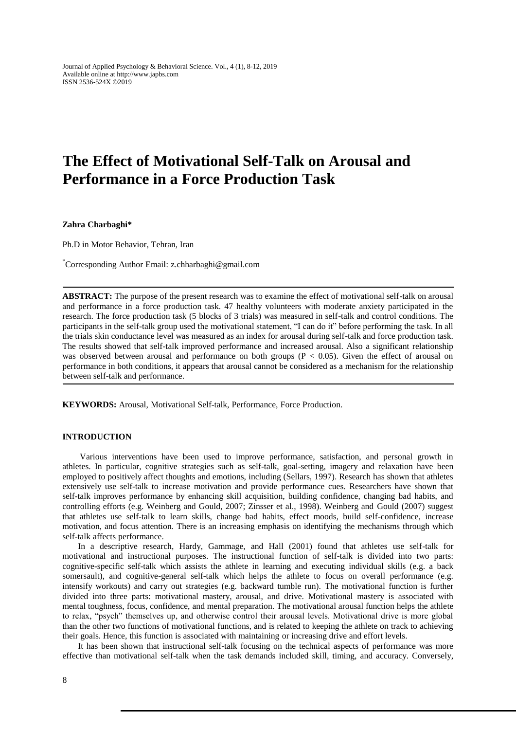# The Effect of Motivational Self-Talk on Arousal and Performance in a Force Production Task

**Zahra Charbaghi***

Ph.D in Motor Behavior, Tehran, Iran

*Corresponding Author Email: z.chharbaghi@gmail.com

**ABSTRACT:** The purpose of the present research was to examine the effect of motivational self-talk on arousal and performance in a force production task. 47 healthy volunteers with moderate anxiety participated in the research. The force production task (5 blocks of 3 trials) was measured in self-talk and control conditions. The participants in the self-talk group used the motivational statement, "I can do it" before performing the task. In all the trials skin conductance level was measured as an index for arousal during self-talk and force production task. The results showed that self-talk improved performance and increased arousal. Also a significant relationship was observed between arousal and performance on both groups ($P < 0.05$). Given the effect of arousal on performance in both conditions, it appears that arousal cannot be considered as a mechanism for the relationship between self-talk and performance.

**KEYWORDS:** Arousal, Motivational Self-talk, Performance, Force Production.

## INTRODUCTION

Various interventions have been used to improve performance, satisfaction, and personal growth in athletes. In particular, cognitive strategies such as self-talk, goal-setting, imagery and relaxation have been employed to positively affect thoughts and emotions, including (Sellars, 1997). Research has shown that athletes extensively use self-talk to increase motivation and provide performance cues. Researchers have shown that self-talk improves performance by enhancing skill acquisition, building confidence, changing bad habits, and controlling efforts (e.g. Weinberg and Gould, 2007; Zinsser et al., 1998). Weinberg and Gould (2007) suggest that athletes use self-talk to learn skills, change bad habits, effect moods, build self-confidence, increase motivation, and focus attention. There is an increasing emphasis on identifying the mechanisms through which self-talk affects performance.

In a descriptive research, Hardy, Gammage, and Hall (2001) found that athletes use self-talk for motivational and instructional purposes. The instructional function of self-talk is divided into two parts: cognitive-specific self-talk which assists the athlete in learning and executing individual skills (e.g. a back somersault), and cognitive-general self-talk which helps the athlete to focus on overall performance (e.g. intensify workouts) and carry out strategies (e.g. backward tumble run). The motivational function is further divided into three parts: motivational mastery, arousal, and drive. Motivational mastery is associated with mental toughness, focus, confidence, and mental preparation. The motivational arousal function helps the athlete to relax, "psych" themselves up, and otherwise control their arousal levels. Motivational drive is more global than the other two functions of motivational functions, and is related to keeping the athlete on track to achieving their goals. Hence, this function is associated with maintaining or increasing drive and effort levels.

It has been shown that instructional self-talk focusing on the technical aspects of performance was more effective than motivational self-talk when the task demands included skill, timing, and accuracy. Conversely,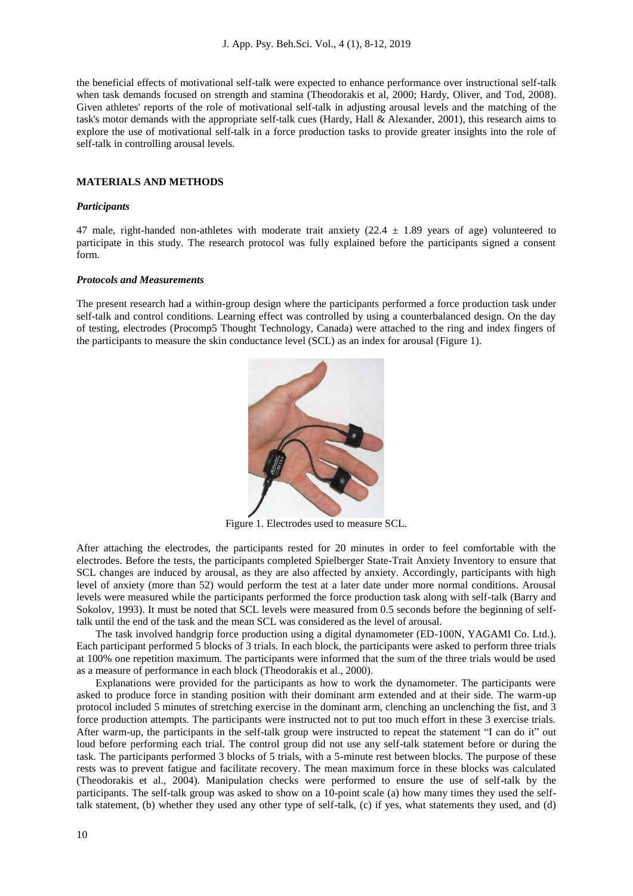the beneficial effects of motivational self-talk were expected to enhance performance over instructional self-talk when task demands focused on strength and stamina (Theodorakis et al, 2000; Hardy, Oliver, and Tod, 2008). Given athletes' reports of the role of motivational self-talk in adjusting arousal levels and the matching of the task's motor demands with the appropriate self-talk cues (Hardy, Hall & Alexander, 2001), this research aims to explore the use of motivational self-talk in a force production tasks to provide greater insights into the role of self-talk in controlling arousal levels.

## MATERIALS AND METHODS

### *Participants*

47 male, right-handed non-athletes with moderate trait anxiety ($22.4 \pm 1.89$ years of age) volunteered to participate in this study. The research protocol was fully explained before the participants signed a consent form.

### *Protocols and Measurements*

The present research had a within-group design where the participants performed a force production task under self-talk and control conditions. Learning effect was controlled by using a counterbalanced design. On the day of testing, electrodes (Procomp5 Thought Technology, Canada) were attached to the ring and index fingers of the participants to measure the skin conductance level (SCL) as an index for arousal (Figure 1).

Figure 1. Electrodes used to measure SCL.

After attaching the electrodes, the participants rested for 20 minutes in order to feel comfortable with the electrodes. Before the tests, the participants completed Spielberger State-Trait Anxiety Inventory to ensure that SCL changes are induced by arousal, as they are also affected by anxiety. Accordingly, participants with high level of anxiety (more than 52) would perform the test at a later date under more normal conditions. Arousal levels were measured while the participants performed the force production task along with self-talk (Barry and Sokolov, 1993). It must be noted that SCL levels were measured from 0.5 seconds before the beginning of self-talk until the end of the task and the mean SCL was considered as the level of arousal.

The task involved handgrip force production using a digital dynamometer (ED-100N, YAGAMI Co. Ltd.). Each participant performed 5 blocks of 3 trials. In each block, the participants were asked to perform three trials at 100% one repetition maximum. The participants were informed that the sum of the three trials would be used as a measure of performance in each block (Theodorakis et al., 2000).

Explanations were provided for the participants as how to work the dynamometer. The participants were asked to produce force in standing position with their dominant arm extended and at their side. The warm-up protocol included 5 minutes of stretching exercise in the dominant arm, clenching an unclenching the fist, and 3 force production attempts. The participants were instructed not to put too much effort in these 3 exercise trials. After warm-up, the participants in the self-talk group were instructed to repeat the statement "I can do it" out loud before performing each trial. The control group did not use any self-talk statement before or during the task. The participants performed 3 blocks of 5 trials, with a 5-minute rest between blocks. The purpose of these rests was to prevent fatigue and facilitate recovery. The mean maximum force in these blocks was calculated (Theodorakis et al., 2004). Manipulation checks were performed to ensure the use of self-talk by the participants. The self-talk group was asked to show on a 10-point scale (a) how many times they used the self-talk statement, (b) whether they used any other type of self-talk, (c) if yes, what statements they used, and (d)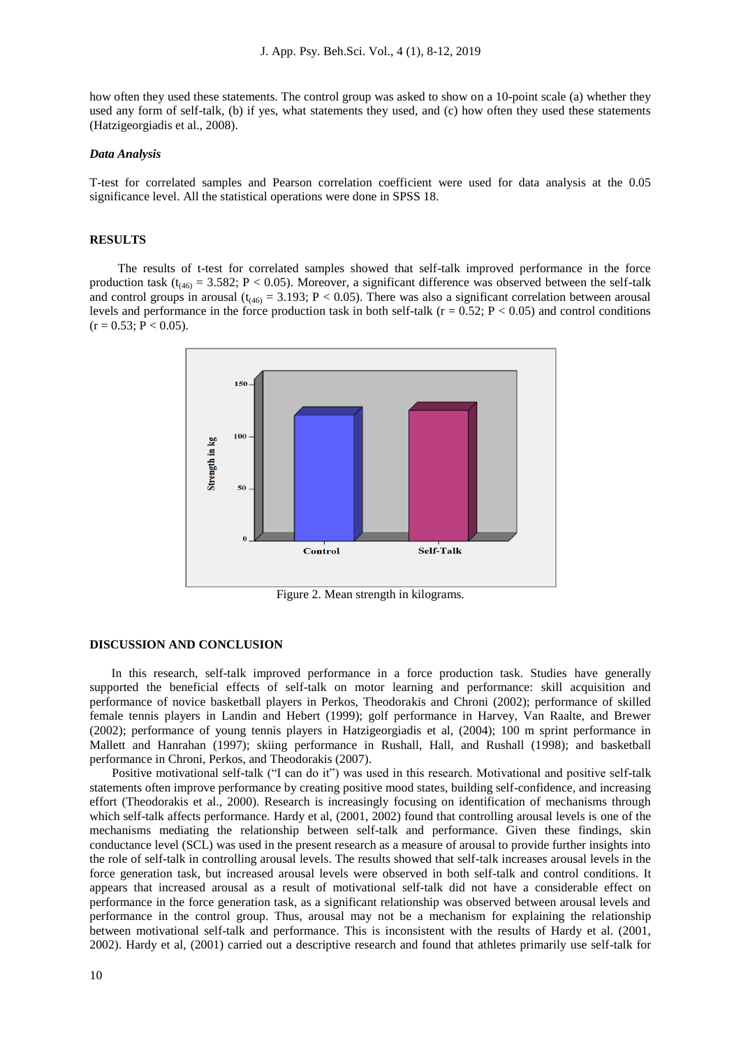how often they used these statements. The control group was asked to show on a 10-point scale (a) whether they used any form of self-talk, (b) if yes, what statements they used, and (c) how often they used these statements (Hatzigeorgiadis et al., 2008).

### *Data Analysis*

T-test for correlated samples and Pearson correlation coefficient were used for data analysis at the 0.05 significance level. All the statistical operations were done in SPSS 18.

## RESULTS

The results of t-test for correlated samples showed that self-talk improved performance in the force production task ($t_{(46)} = 3.582$; $P < 0.05$). Moreover, a significant difference was observed between the self-talk and control groups in arousal ($t_{(46)} = 3.193$; $P < 0.05$). There was also a significant correlation between arousal levels and performance in the force production task in both self-talk ($r = 0.52$; $P < 0.05$) and control conditions ($r = 0.53$; $P < 0.05$).

Figure 2. Mean strength in kilograms.

## DISCUSSION AND CONCLUSION

In this research, self-talk improved performance in a force production task. Studies have generally supported the beneficial effects of self-talk on motor learning and performance: skill acquisition and performance of novice basketball players in Perkos, Theodorakis and Chroni (2002); performance of skilled female tennis players in Landin and Hebert (1999); golf performance in Harvey, Van Raalte, and Brewer (2002); performance of young tennis players in Hatzigeorgiadis et al, (2004); 100 m sprint performance in Mallett and Hanrahan (1997); skiing performance in Rushall, Hall, and Rushall (1998); and basketball performance in Chroni, Perkos, and Theodorakis (2007).

Positive motivational self-talk ("I can do it") was used in this research. Motivational and positive self-talk statements often improve performance by creating positive mood states, building self-confidence, and increasing effort (Theodorakis et al., 2000). Research is increasingly focusing on identification of mechanisms through which self-talk affects performance. Hardy et al, (2001, 2002) found that controlling arousal levels is one of the mechanisms mediating the relationship between self-talk and performance. Given these findings, skin conductance level (SCL) was used in the present research as a measure of arousal to provide further insights into the role of self-talk in controlling arousal levels. The results showed that self-talk increases arousal levels in the force generation task, but increased arousal levels were observed in both self-talk and control conditions. It appears that increased arousal as a result of motivational self-talk did not have a considerable effect on performance in the force generation task, as a significant relationship was observed between arousal levels and performance in the control group. Thus, arousal may not be a mechanism for explaining the relationship between motivational self-talk and performance. This is inconsistent with the results of Hardy et al. (2001, 2002). Hardy et al, (2001) carried out a descriptive research and found that athletes primarily use self-talk for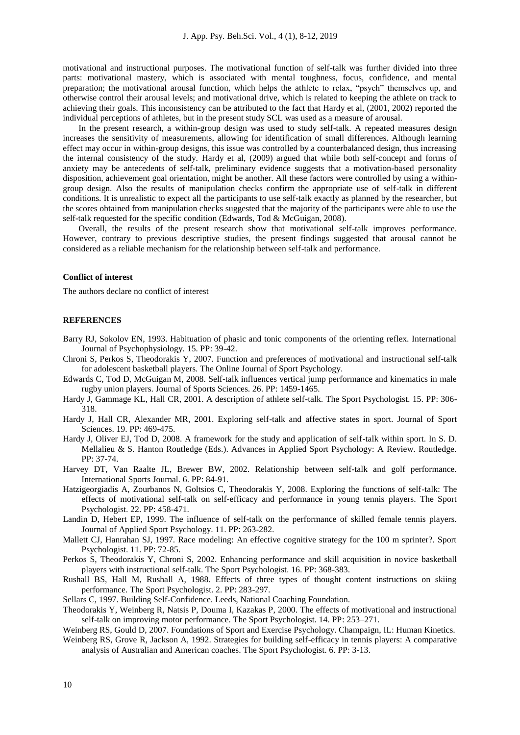motivational and instructional purposes. The motivational function of self-talk was further divided into three parts: motivational mastery, which is associated with mental toughness, focus, confidence, and mental preparation; the motivational arousal function, which helps the athlete to relax, "psych" themselves up, and otherwise control their arousal levels; and motivational drive, which is related to keeping the athlete on track to achieving their goals. This inconsistency can be attributed to the fact that Hardy et al, (2001, 2002) reported the individual perceptions of athletes, but in the present study SCL was used as a measure of arousal.

In the present research, a within-group design was used to study self-talk. A repeated measures design increases the sensitivity of measurements, allowing for identification of small differences. Although learning effect may occur in within-group designs, this issue was controlled by a counterbalanced design, thus increasing the internal consistency of the study. Hardy et al, (2009) argued that while both self-concept and forms of anxiety may be antecedents of self-talk, preliminary evidence suggests that a motivation-based personality disposition, achievement goal orientation, might be another. All these factors were controlled by using a within-group design. Also the results of manipulation checks confirm the appropriate use of self-talk in different conditions. It is unrealistic to expect all the participants to use self-talk exactly as planned by the researcher, but the scores obtained from manipulation checks suggested that the majority of the participants were able to use the self-talk requested for the specific condition (Edwards, Tod & McGuigan, 2008).

Overall, the results of the present research show that motivational self-talk improves performance. However, contrary to previous descriptive studies, the present findings suggested that arousal cannot be considered as a reliable mechanism for the relationship between self-talk and performance.

#### Conflict of interest

The authors declare no conflict of interest

#### REFERENCES

Barry RJ, Sokolov EN, 1993. Habituation of phasic and tonic components of the orienting reflex. International Journal of Psychophysiology. 15. PP: 39-42.

Chroni S, Perkos S, Theodorakis Y, 2007. Function and preferences of motivational and instructional self-talk for adolescent basketball players. The Online Journal of Sport Psychology.

Edwards C, Tod D, McGuigan M, 2008. Self-talk influences vertical jump performance and kinematics in male rugby union players. Journal of Sports Sciences. 26. PP: 1459-1465.

Hardy J, Gammage KL, Hall CR, 2001. A description of athlete self-talk. The Sport Psychologist. 15. PP: 306-318.

Hardy J, Hall CR, Alexander MR, 2001. Exploring self-talk and affective states in sport. Journal of Sport Sciences. 19. PP: 469-475.

Hardy J, Oliver EJ, Tod D, 2008. A framework for the study and application of self-talk within sport. In S. D. Mellalieu & S. Hanton Routledge (Eds.). Advances in Applied Sport Psychology: A Review. Routledge. PP: 37-74.

Harvey DT, Van Raalte JL, Brewer BW, 2002. Relationship between self-talk and golf performance. International Sports Journal. 6. PP: 84-91.

Hatzigeorgiadis A, Zourbanos N, Goltsios C, Theodorakis Y, 2008. Exploring the functions of self-talk: The effects of motivational self-talk on self-efficacy and performance in young tennis players. The Sport Psychologist. 22. PP: 458-471.

Landin D, Hebert EP, 1999. The influence of self-talk on the performance of skilled female tennis players. Journal of Applied Sport Psychology. 11. PP: 263-282.

Mallett CJ, Hanrahan SJ, 1997. Race modeling: An effective cognitive strategy for the 100 m sprinter?. Sport Psychologist. 11. PP: 72-85.

Perkos S, Theodorakis Y, Chroni S, 2002. Enhancing performance and skill acquisition in novice basketball players with instructional self-talk. The Sport Psychologist. 16. PP: 368-383.

Rushall BS, Hall M, Rushall A, 1988. Effects of three types of thought content instructions on skiing performance. The Sport Psychologist. 2. PP: 283-297.

Sellars C, 1997. Building Self-Confidence. Leeds, National Coaching Foundation.

Theodorakis Y, Weinberg R, Natsis P, Douma I, Kazakas P, 2000. The effects of motivational and instructional self-talk on improving motor performance. The Sport Psychologist. 14. PP: 253–271.

Weinberg RS, Gould D, 2007. Foundations of Sport and Exercise Psychology. Champaign, IL: Human Kinetics.

Weinberg RS, Grove R, Jackson A, 1992. Strategies for building self-efficacy in tennis players: A comparative analysis of Australian and American coaches. The Sport Psychologist. 6. PP: 3-13.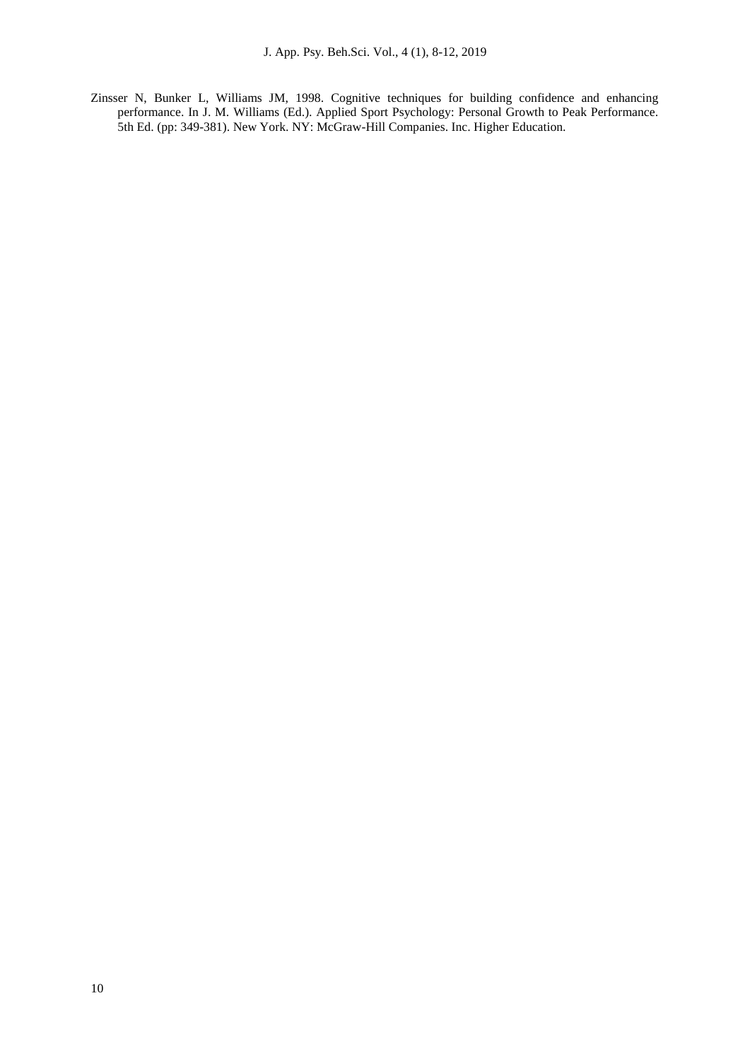Zinsser N, Bunker L, Williams JM, 1998. Cognitive techniques for building confidence and enhancing performance. In J. M. Williams (Ed.). Applied Sport Psychology: Personal Growth to Peak Performance. 5th Ed. (pp: 349-381). New York. NY: McGraw-Hill Companies. Inc. Higher Education.